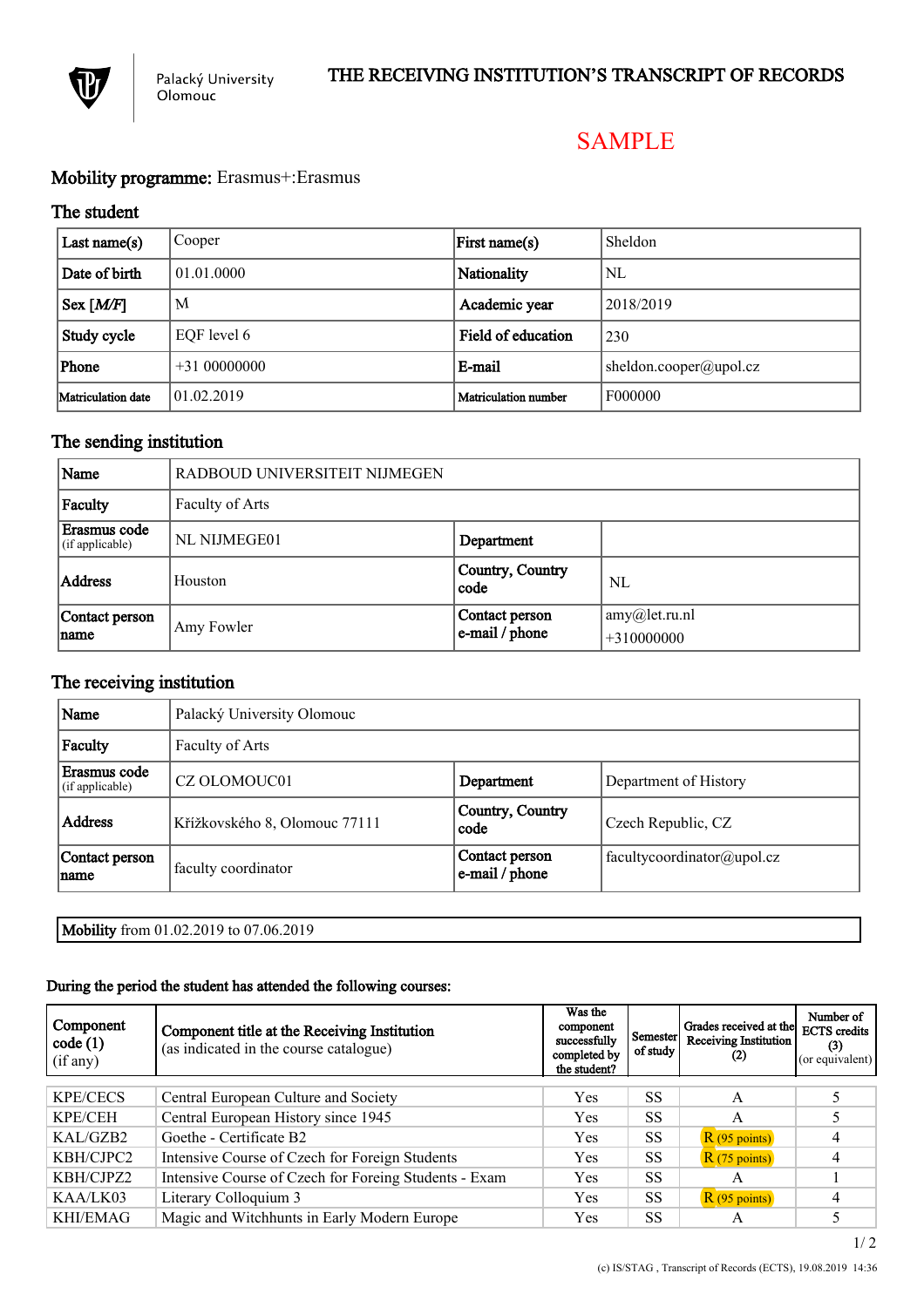Palacký University Olomouc

# THE RECEIVING INSTITUTION'S TRANSCRIPT OF RECORDS

SAMPLE

**Mobility programme:** Erasmus+:Erasmus

## The student

| | | | |
|---|---|---|---|
| **Last name(s)** | Cooper | **First name(s)** | Sheldon |
| **Date of birth** | 01.01.0000 | **Nationality** | NL |
| **Sex [M/F]** | M | **Academic year** | 2018/2019 |
| **Study cycle** | EQF level 6 | **Field of education** | 230 |
| **Phone** | +31 00000000 | **E-mail** | sheldon.cooper@upol.cz |
| **Matriculation date** | 01.02.2019 | **Matriculation number** | F000000 |

## The sending institution

| | | | |
|---|---|---|---|
| **Name** | RADBOUD UNIVERSITEIT NIJMEGEN | | |
| **Faculty** | Faculty of Arts | | |
| **Erasmus code** (if applicable) | NL NIJMEGE01 | **Department** | |
| **Address** | Houston | **Country, Country code** | NL |
| **Contact person name** | Amy Fowler | **Contact person e-mail / phone** | amy@let.ru.nl +310000000 |

## The receiving institution

| | | | |
|---|---|---|---|
| **Name** | Palacký University Olomouc | | |
| **Faculty** | Faculty of Arts | | |
| **Erasmus code** (if applicable) | CZ OLOMOUC01 | **Department** | Department of History |
| **Address** | Křížkovského 8, Olomouc 77111 | **Country, Country code** | Czech Republic, CZ |
| **Contact person name** | faculty coordinator | **Contact person e-mail / phone** | facultycoordinator@upol.cz |

**Mobility** from 01.02.2019 to 07.06.2019

**During the period the student has attended the following courses:**

| Component code (1) (if any) | Component title at the Receiving Institution (as indicated in the course catalogue) | Was the component successfully completed by the student? | Semester of study | Grades received at the Receiving Institution (2) | Number of ECTS credits (3) (or equivalent) |
|---|---|---|---|---|---|
| KPE/CECS | Central European Culture and Society | Yes | SS | A | 5 |
| KPE/CEH | Central European History since 1945 | Yes | SS | A | 5 |
| KAL/GZB2 | Goethe - Certificate B2 | Yes | SS | R (95 points) | 4 |
| KBH/CJPC2 | Intensive Course of Czech for Foreign Students | Yes | SS | R (75 points) | 4 |
| KBH/CJPZ2 | Intensive Course of Czech for Foreing Students - Exam | Yes | SS | A | 1 |
| KAA/LK03 | Literary Colloquium 3 | Yes | SS | R (95 points) | 4 |
| KHI/EMAG | Magic and Witchhunts in Early Modern Europe | Yes | SS | A | 5 |

(c) IS/STAG , Transcript of Records (ECTS), 19.08.2019 14:36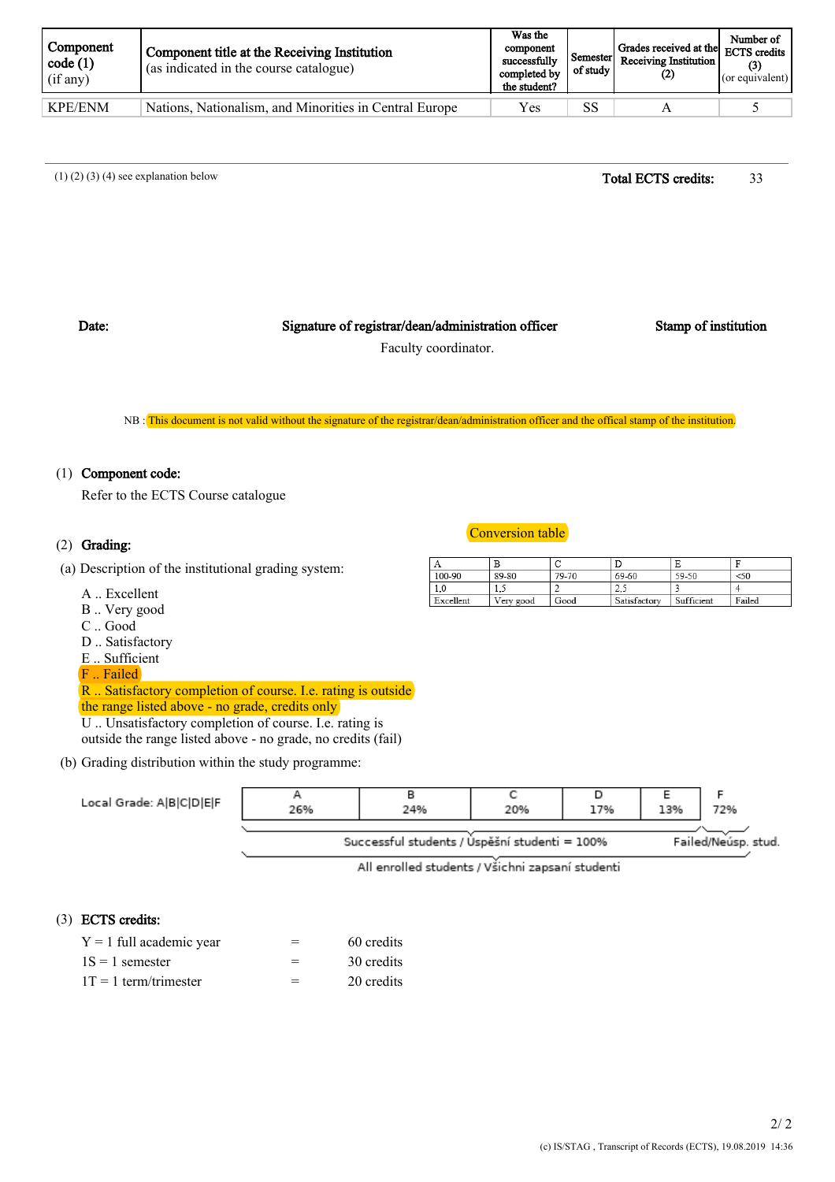| Component code (1) (if any) | Component title at the Receiving Institution (as indicated in the course catalogue) | Was the component successfully completed by the student? | Semester of study | Grades received at the Receiving Institution (2) | Number of ECTS credits (3) (or equivalent) |
|---|---|---|---|---|---|
| KPE/ENM | Nations, Nationalism, and Minorities in Central Europe | Yes | SS | A | 5 |

(1) (2) (3) (4) see explanation below

**Total ECTS credits:** 33

**Date:** **Signature of registrar/dean/administration officer** **Stamp of institution**

Faculty coordinator.

NB : This document is not valid without the signature of the registrar/dean/administration officer and the offical stamp of the institution.

(1) **Component code:**

Refer to the ECTS Course catalogue

(2) **Grading:**

(a) Description of the institutional grading system:

A .. Excellent
B .. Very good
C .. Good
D .. Satisfactory
E .. Sufficient
F .. Failed
R .. Satisfactory completion of course. I.e. rating is outside the range listed above - no grade, credits only
U .. Unsatisfactory completion of course. I.e. rating is outside the range listed above - no grade, no credits (fail)

Conversion table

| | | | | | |
|---|---|---|---|---|---|
| A | B | C | D | E | F |
| 100-90 | 89-80 | 79-70 | 69-60 | 59-50 | <50 |
| 1.0 | 1.5 | 2 | 2.5 | 3 | 4 |
| Excellent | Very good | Good | Satisfactory | Sufficient | Failed |

(b) Grading distribution within the study programme:

Local Grade: A|B|C|D|E|F

| A | B | C | D | E | F |
|---|---|---|---|---|---|
| 26% | 24% | 20% | 17% | 13% | 72% |

Successful students / Úspěšní studenti = 100%

Failed/Neúsp. stud.

All enrolled students / Všichni zapsaní studenti

(3) **ECTS credits:**

Y = 1 full academic year = 60 credits
1S = 1 semester = 30 credits
1T = 1 term/trimester = 20 credits

(c) IS/STAG , Transcript of Records (ECTS), 19.08.2019 14:36